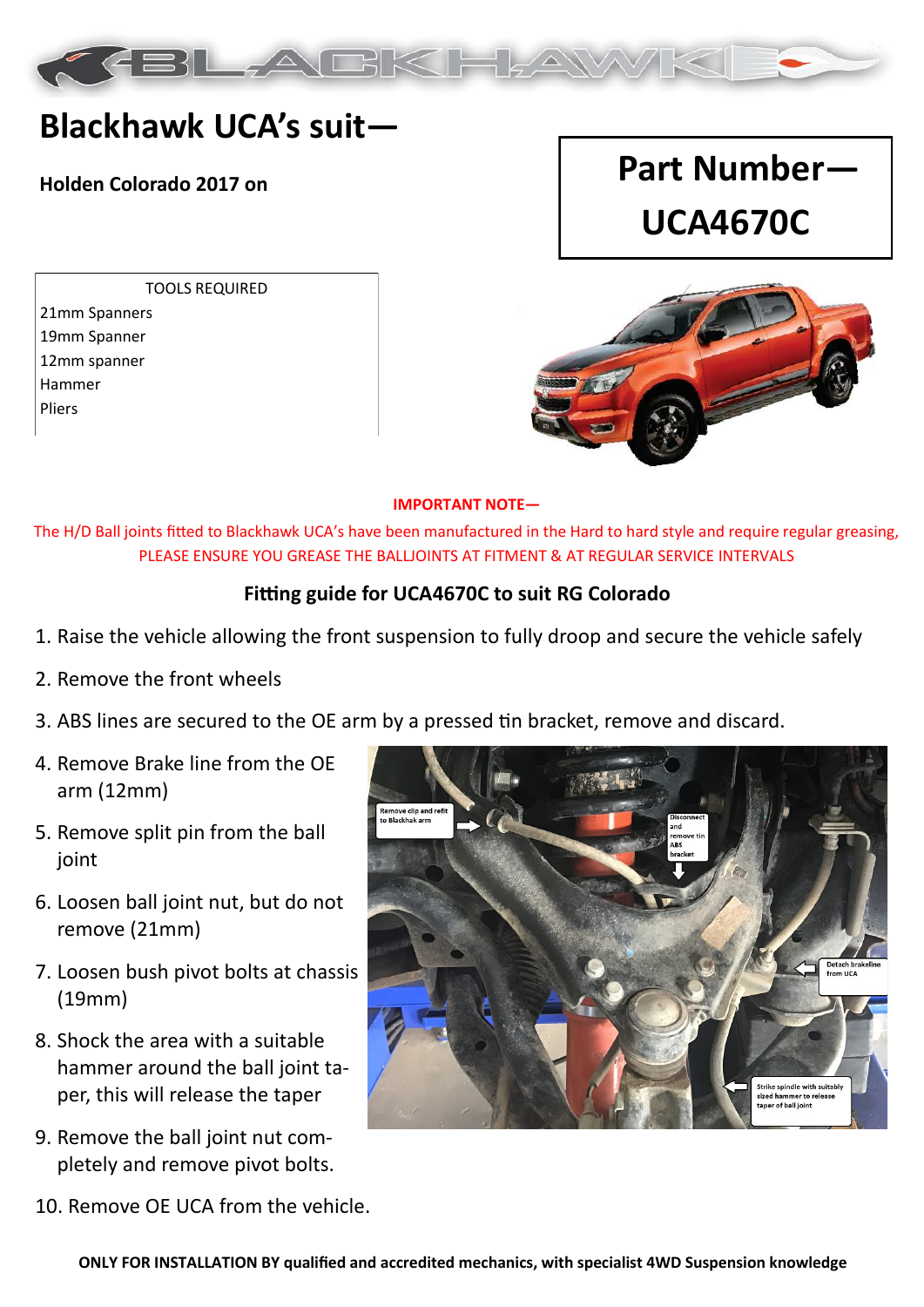# Blackhawk UCA's suit—

**Holden Colorado 2017 on**

## Part Number— UCA4670C

| TOOLS REQUIRED |
|---|
| 21mm Spanners |
| 19mm Spanner |
| 12mm spanner |
| Hammer |
| Pliers |

**IMPORTANT NOTE—**

The H/D Ball joints fitted to Blackhawk UCA's have been manufactured in the Hard to hard style and require regular greasing, PLEASE ENSURE YOU GREASE THE BALLJOINTS AT FITMENT & AT REGULAR SERVICE INTERVALS

### Fitting guide for UCA4670C to suit RG Colorado

1. Raise the vehicle allowing the front suspension to fully droop and secure the vehicle safely
2. Remove the front wheels
3. ABS lines are secured to the OE arm by a pressed tin bracket, remove and discard.
4. Remove Brake line from the OE arm (12mm)
5. Remove split pin from the ball joint
6. Loosen ball joint nut, but do not remove (21mm)
7. Loosen bush pivot bolts at chassis (19mm)
8. Shock the area with a suitable hammer around the ball joint taper, this will release the taper
9. Remove the ball joint nut completely and remove pivot bolts.
10. Remove OE UCA from the vehicle.

Remove clip and refit to Blackhak arm

Disconnect and remove tin ABS bracket

Detach brakeline from UCA

Strike spindle with suitably sized hammer to release taper of ball joint

**ONLY FOR INSTALLATION BY qualified and accredited mechanics, with specialist 4WD Suspension knowledge**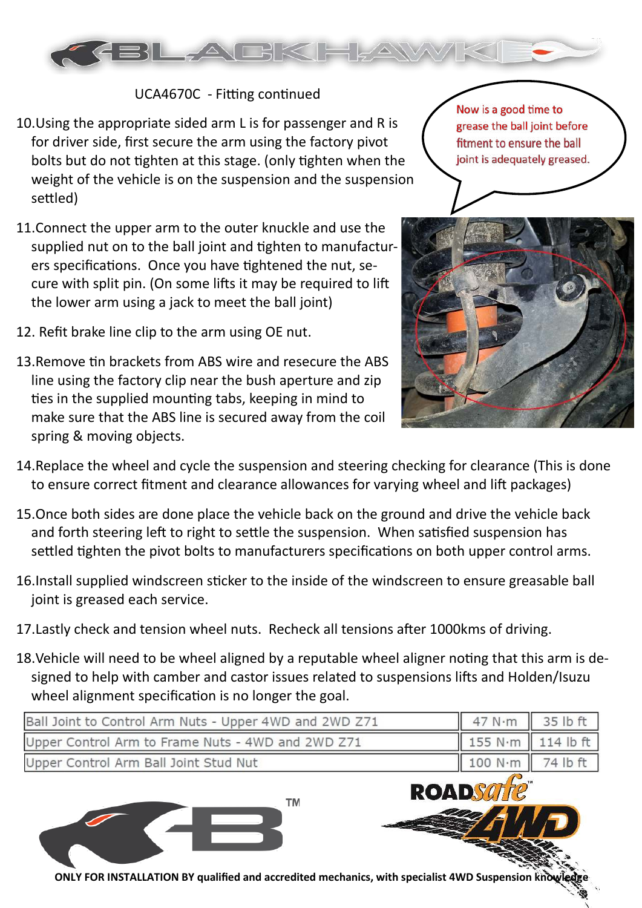UCA4670C - Fitting continued

10. Using the appropriate sided arm L is for passenger and R is for driver side, first secure the arm using the factory pivot bolts but do not tighten at this stage. (only tighten when the weight of the vehicle is on the suspension and the suspension settled)

Now is a good time to grease the ball joint before fitment to ensure the ball joint is adequately greased.

11. Connect the upper arm to the outer knuckle and use the supplied nut on to the ball joint and tighten to manufacturers specifications. Once you have tightened the nut, secure with split pin. (On some lifts it may be required to lift the lower arm using a jack to meet the ball joint)

12. Refit brake line clip to the arm using OE nut.

13. Remove tin brackets from ABS wire and resecure the ABS line using the factory clip near the bush aperture and zip ties in the supplied mounting tabs, keeping in mind to make sure that the ABS line is secured away from the coil spring & moving objects.

14. Replace the wheel and cycle the suspension and steering checking for clearance (This is done to ensure correct fitment and clearance allowances for varying wheel and lift packages)

15. Once both sides are done place the vehicle back on the ground and drive the vehicle back and forth steering left to right to settle the suspension. When satisfied suspension has settled tighten the pivot bolts to manufacturers specifications on both upper control arms.

16. Install supplied windscreen sticker to the inside of the windscreen to ensure greasable ball joint is greased each service.

17. Lastly check and tension wheel nuts. Recheck all tensions after 1000kms of driving.

18. Vehicle will need to be wheel aligned by a reputable wheel aligner noting that this arm is designed to help with camber and castor issues related to suspensions lifts and Holden/Isuzu wheel alignment specification is no longer the goal.

| Ball Joint to Control Arm Nuts - Upper 4WD and 2WD Z71 | 47 N·m | 35 lb ft |
|---|---|---|
| Upper Control Arm to Frame Nuts - 4WD and 2WD Z71 | 155 N·m | 114 lb ft |
| Upper Control Arm Ball Joint Stud Nut | 100 N·m | 74 lb ft |

**ONLY FOR INSTALLATION BY qualified and accredited mechanics, with specialist 4WD Suspension knowledge**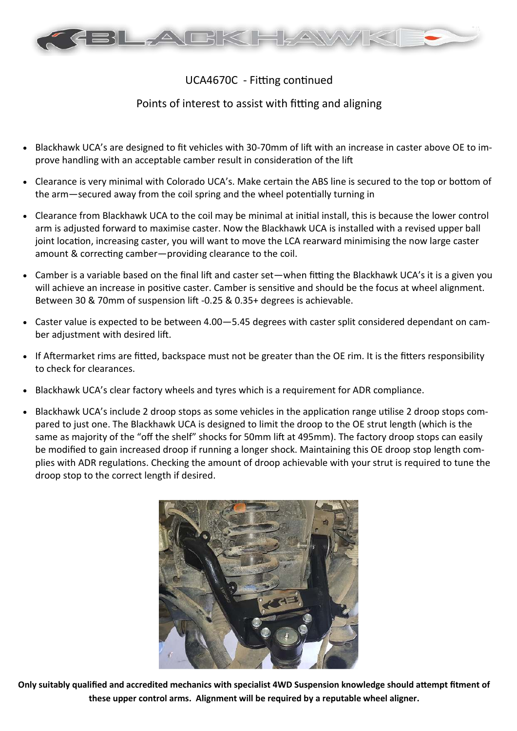## UCA4670C - Fitting continued

### Points of interest to assist with fitting and aligning

- Blackhawk UCA's are designed to fit vehicles with 30-70mm of lift with an increase in caster above OE to improve handling with an acceptable camber result in consideration of the lift
- Clearance is very minimal with Colorado UCA's. Make certain the ABS line is secured to the top or bottom of the arm—secured away from the coil spring and the wheel potentially turning in
- Clearance from Blackhawk UCA to the coil may be minimal at initial install, this is because the lower control arm is adjusted forward to maximise caster. Now the Blackhawk UCA is installed with a revised upper ball joint location, increasing caster, you will want to move the LCA rearward minimising the now large caster amount & correcting camber—providing clearance to the coil.
- Camber is a variable based on the final lift and caster set—when fitting the Blackhawk UCA's it is a given you will achieve an increase in positive caster. Camber is sensitive and should be the focus at wheel alignment. Between 30 & 70mm of suspension lift -0.25 & 0.35+ degrees is achievable.
- Caster value is expected to be between 4.00—5.45 degrees with caster split considered dependant on camber adjustment with desired lift.
- If Aftermarket rims are fitted, backspace must not be greater than the OE rim. It is the fitters responsibility to check for clearances.
- Blackhawk UCA's clear factory wheels and tyres which is a requirement for ADR compliance.
- Blackhawk UCA's include 2 droop stops as some vehicles in the application range utilise 2 droop stops compared to just one. The Blackhawk UCA is designed to limit the droop to the OE strut length (which is the same as majority of the "off the shelf" shocks for 50mm lift at 495mm). The factory droop stops can easily be modified to gain increased droop if running a longer shock. Maintaining this OE droop stop length complies with ADR regulations. Checking the amount of droop achievable with your strut is required to tune the droop stop to the correct length if desired.

**Only suitably qualified and accredited mechanics with specialist 4WD Suspension knowledge should attempt fitment of these upper control arms. Alignment will be required by a reputable wheel aligner.**